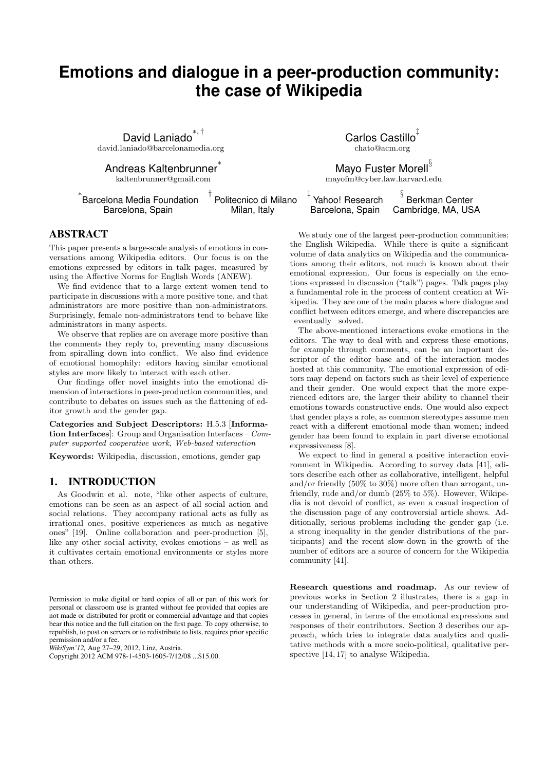# Emotions and dialogue in a peer-production community: the case of Wikipedia

David Laniado[*,†]
david.laniado@barcelonamedia.org

Carlos Castillo[‡]
chato@acm.org

Andreas Kaltenbrunner[*]
kaltenbrunner@gmail.com

Mayo Fuster Morell[§]
mayofm@cyber.law.harvard.edu

[*] Barcelona Media Foundation, Barcelona, Spain
[†] Politecnico di Milano, Milan, Italy
[‡] Yahoo! Research, Barcelona, Spain
[§] Berkman Center, Cambridge, MA, USA

## ABSTRACT

This paper presents a large-scale analysis of emotions in conversations among Wikipedia editors. Our focus is on the emotions expressed by editors in talk pages, measured by using the Affective Norms for English Words (ANEW).

We find evidence that to a large extent women tend to participate in discussions with a more positive tone, and that administrators are more positive than non-administrators. Surprisingly, female non-administrators tend to behave like administrators in many aspects.

We observe that replies are on average more positive than the comments they reply to, preventing many discussions from spiralling down into conflict. We also find evidence of emotional homophily: editors having similar emotional styles are more likely to interact with each other.

Our findings offer novel insights into the emotional dimension of interactions in peer-production communities, and contribute to debates on issues such as the flattening of editor growth and the gender gap.

**Categories and Subject Descriptors:** H.5.3 [**Information Interfaces**]: Group and Organisation Interfaces – *Computer supported cooperative work, Web-based interaction*

**Keywords:** Wikipedia, discussion, emotions, gender gap

## 1. INTRODUCTION

As Goodwin et al. note, "like other aspects of culture, emotions can be seen as an aspect of all social action and social relations. They accompany rational acts as fully as irrational ones, positive experiences as much as negative ones" [19]. Online collaboration and peer-production [5], like any other social activity, evokes emotions – as well as it cultivates certain emotional environments or styles more than others.

We study one of the largest peer-production communities: the English Wikipedia. While there is quite a significant volume of data analytics on Wikipedia and the communications among their editors, not much is known about their emotional expression. Our focus is especially on the emotions expressed in discussion ("talk") pages. Talk pages play a fundamental role in the process of content creation at Wikipedia. They are one of the main places where dialogue and conflict between editors emerge, and where discrepancies are –eventually– solved.

The above-mentioned interactions evoke emotions in the editors. The way to deal with and express these emotions, for example through comments, can be an important descriptor of the editor base and of the interaction modes hosted at this community. The emotional expression of editors may depend on factors such as their level of experience and their gender. One would expect that the more experienced editors are, the larger their ability to channel their emotions towards constructive ends. One would also expect that gender plays a role, as common stereotypes assume men react with a different emotional mode than women; indeed gender has been found to explain in part diverse emotional expressiveness [8].

We expect to find in general a positive interaction environment in Wikipedia. According to survey data [41], editors describe each other as collaborative, intelligent, helpful and/or friendly (50% to 30%) more often than arrogant, unfriendly, rude and/or dumb (25% to 5%). However, Wikipedia is not devoid of conflict, as even a casual inspection of the discussion page of any controversial article shows. Additionally, serious problems including the gender gap (i.e. a strong inequality in the gender distributions of the participants) and the recent slow-down in the growth of the number of editors are a source of concern for the Wikipedia community [41].

**Research questions and roadmap.** As our review of previous works in Section 2 illustrates, there is a gap in our understanding of Wikipedia, and peer-production processes in general, in terms of the emotional expressions and responses of their contributors. Section 3 describes our approach, which tries to integrate data analytics and qualitative methods with a more socio-political, qualitative perspective [14, 17] to analyse Wikipedia.

Permission to make digital or hard copies of all or part of this work for personal or classroom use is granted without fee provided that copies are not made or distributed for profit or commercial advantage and that copies bear this notice and the full citation on the first page. To copy otherwise, to republish, to post on servers or to redistribute to lists, requires prior specific permission and/or a fee.
*WikiSym'12,* Aug 27–29, 2012, Linz, Austria.
Copyright 2012 ACM 978-1-4503-1605-7/12/08 ...$15.00.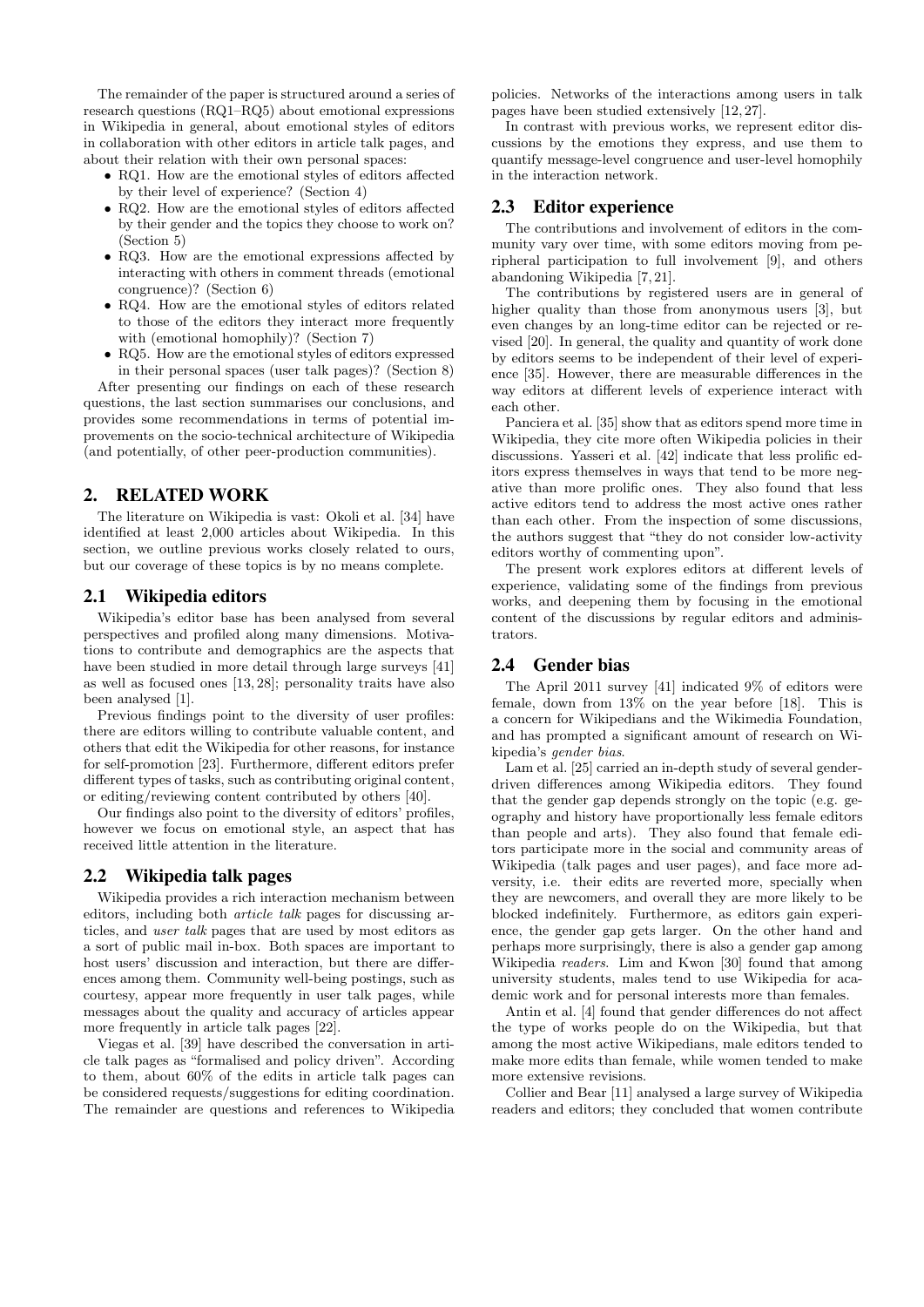The remainder of the paper is structured around a series of research questions (RQ1–RQ5) about emotional expressions in Wikipedia in general, about emotional styles of editors in collaboration with other editors in article talk pages, and about their relation with their own personal spaces:

- RQ1. How are the emotional styles of editors affected by their level of experience? (Section 4)
- RQ2. How are the emotional styles of editors affected by their gender and the topics they choose to work on? (Section 5)
- RQ3. How are the emotional expressions affected by interacting with others in comment threads (emotional congruence)? (Section 6)
- RQ4. How are the emotional styles of editors related to those of the editors they interact more frequently with (emotional homophily)? (Section 7)
- RQ5. How are the emotional styles of editors expressed in their personal spaces (user talk pages)? (Section 8)

After presenting our findings on each of these research questions, the last section summarises our conclusions, and provides some recommendations in terms of potential improvements on the socio-technical architecture of Wikipedia (and potentially, of other peer-production communities).

## 2. RELATED WORK

The literature on Wikipedia is vast: Okoli et al. [34] have identified at least 2,000 articles about Wikipedia. In this section, we outline previous works closely related to ours, but our coverage of these topics is by no means complete.

### 2.1 Wikipedia editors

Wikipedia's editor base has been analysed from several perspectives and profiled along many dimensions. Motivations to contribute and demographics are the aspects that have been studied in more detail through large surveys [41] as well as focused ones [13, 28]; personality traits have also been analysed [1].

Previous findings point to the diversity of user profiles: there are editors willing to contribute valuable content, and others that edit the Wikipedia for other reasons, for instance for self-promotion [23]. Furthermore, different editors prefer different types of tasks, such as contributing original content, or editing/reviewing content contributed by others [40].

Our findings also point to the diversity of editors' profiles, however we focus on emotional style, an aspect that has received little attention in the literature.

### 2.2 Wikipedia talk pages

Wikipedia provides a rich interaction mechanism between editors, including both *article talk* pages for discussing articles, and *user talk* pages that are used by most editors as a sort of public mail in-box. Both spaces are important to host users' discussion and interaction, but there are differences among them. Community well-being postings, such as courtesy, appear more frequently in user talk pages, while messages about the quality and accuracy of articles appear more frequently in article talk pages [22].

Viegas et al. [39] have described the conversation in article talk pages as "formalised and policy driven". According to them, about 60% of the edits in article talk pages can be considered requests/suggestions for editing coordination. The remainder are questions and references to Wikipedia policies. Networks of the interactions among users in talk pages have been studied extensively [12, 27].

In contrast with previous works, we represent editor discussions by the emotions they express, and use them to quantify message-level congruence and user-level homophily in the interaction network.

### 2.3 Editor experience

The contributions and involvement of editors in the community vary over time, with some editors moving from peripheral participation to full involvement [9], and others abandoning Wikipedia [7, 21].

The contributions by registered users are in general of higher quality than those from anonymous users [3], but even changes by an long-time editor can be rejected or revised [20]. In general, the quality and quantity of work done by editors seems to be independent of their level of experience [35]. However, there are measurable differences in the way editors at different levels of experience interact with each other.

Panciera et al. [35] show that as editors spend more time in Wikipedia, they cite more often Wikipedia policies in their discussions. Yasseri et al. [42] indicate that less prolific editors express themselves in ways that tend to be more negative than more prolific ones. They also found that less active editors tend to address the most active ones rather than each other. From the inspection of some discussions, the authors suggest that "they do not consider low-activity editors worthy of commenting upon".

The present work explores editors at different levels of experience, validating some of the findings from previous works, and deepening them by focusing in the emotional content of the discussions by regular editors and administrators.

### 2.4 Gender bias

The April 2011 survey [41] indicated 9% of editors were female, down from 13% on the year before [18]. This is a concern for Wikipedians and the Wikimedia Foundation, and has prompted a significant amount of research on Wikipedia's *gender bias*.

Lam et al. [25] carried an in-depth study of several gender-driven differences among Wikipedia editors. They found that the gender gap depends strongly on the topic (e.g. geography and history have proportionally less female editors than people and arts). They also found that female editors participate more in the social and community areas of Wikipedia (talk pages and user pages), and face more adversity, i.e. their edits are reverted more, specially when they are newcomers, and overall they are more likely to be blocked indefinitely. Furthermore, as editors gain experience, the gender gap gets larger. On the other hand and perhaps more surprisingly, there is also a gender gap among Wikipedia *readers*. Lim and Kwon [30] found that among university students, males tend to use Wikipedia for academic work and for personal interests more than females.

Antin et al. [4] found that gender differences do not affect the type of works people do on the Wikipedia, but that among the most active Wikipedians, male editors tended to make more edits than female, while women tended to make more extensive revisions.

Collier and Bear [11] analysed a large survey of Wikipedia readers and editors; they concluded that women contribute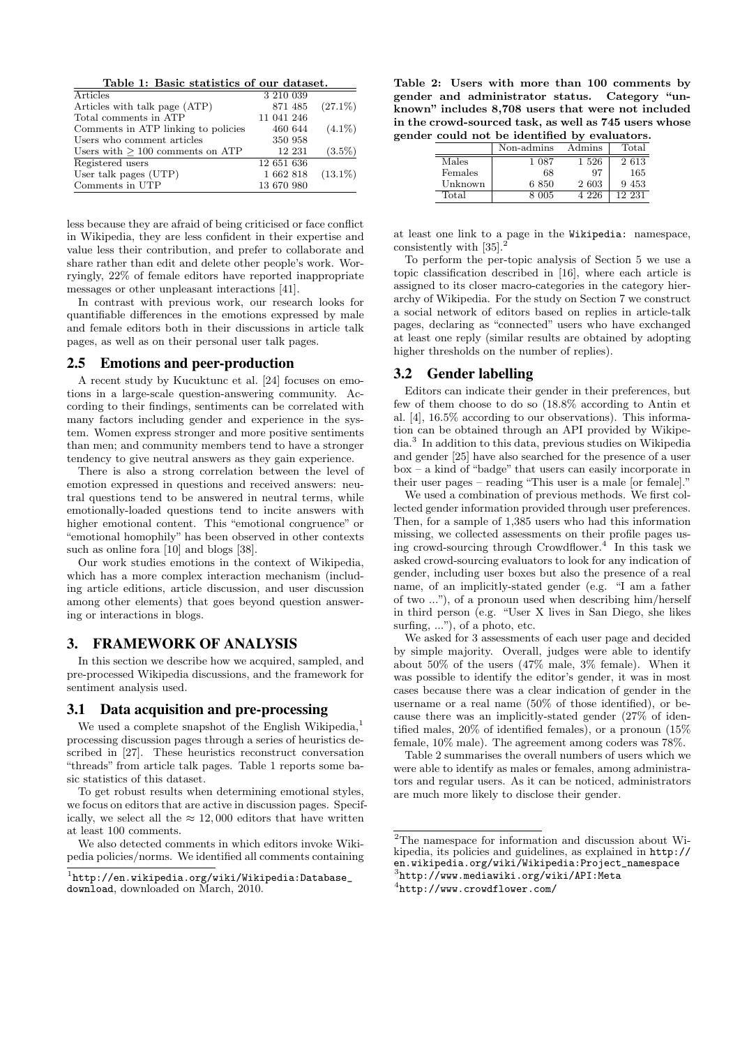Table 1: Basic statistics of our dataset.

| | | |
|---|---|---|
| Articles | 3 210 039 | |
| Articles with talk page (ATP) | 871 485 | (27.1%) |
| Total comments in ATP | 11 041 246 | |
| Comments in ATP linking to policies | 460 644 | (4.1%) |
| Users who comment articles | 350 958 | |
| Users with ≥ 100 comments on ATP | 12 231 | (3.5%) |
| Registered users | 12 651 636 | |
| User talk pages (UTP) | 1 662 818 | (13.1%) |
| Comments in UTP | 13 670 980 | |

less because they are afraid of being criticised or face conflict in Wikipedia, they are less confident in their expertise and value less their contribution, and prefer to collaborate and share rather than edit and delete other people's work. Worryingly, 22% of female editors have reported inappropriate messages or other unpleasant interactions [41].

In contrast with previous work, our research looks for quantifiable differences in the emotions expressed by male and female editors both in their discussions in article talk pages, as well as on their personal user talk pages.

## 2.5 Emotions and peer-production

A recent study by Kucuktunc et al. [24] focuses on emotions in a large-scale question-answering community. According to their findings, sentiments can be correlated with many factors including gender and experience in the system. Women express stronger and more positive sentiments than men; and community members tend to have a stronger tendency to give neutral answers as they gain experience.

There is also a strong correlation between the level of emotion expressed in questions and received answers: neutral questions tend to be answered in neutral terms, while emotionally-loaded questions tend to incite answers with higher emotional content. This "emotional congruence" or "emotional homophily" has been observed in other contexts such as online fora [10] and blogs [38].

Our work studies emotions in the context of Wikipedia, which has a more complex interaction mechanism (including article editions, article discussion, and user discussion among other elements) that goes beyond question answering or interactions in blogs.

# 3. FRAMEWORK OF ANALYSIS

In this section we describe how we acquired, sampled, and pre-processed Wikipedia discussions, and the framework for sentiment analysis used.

## 3.1 Data acquisition and pre-processing

We used a complete snapshot of the English Wikipedia,[1] processing discussion pages through a series of heuristics described in [27]. These heuristics reconstruct conversation "threads" from article talk pages. Table 1 reports some basic statistics of this dataset.

To get robust results when determining emotional styles, we focus on editors that are active in discussion pages. Specifically, we select all the $\approx 12,000$ editors that have written at least 100 comments.

We also detected comments in which editors invoke Wikipedia policies/norms. We identified all comments containing at least one link to a page in the `Wikipedia:` namespace, consistently with [35].[2]

To perform the per-topic analysis of Section 5 we use a topic classification described in [16], where each article is assigned to its closer macro-categories in the category hierarchy of Wikipedia. For the study on Section 7 we construct a social network of editors based on replies in article-talk pages, declaring as "connected" users who have exchanged at least one reply (similar results are obtained by adopting higher thresholds on the number of replies).

Table 2: Users with more than 100 comments by gender and administrator status. Category "unknown" includes 8,708 users that were not included in the crowd-sourced task, as well as 745 users whose gender could not be identified by evaluators.

| | Non-admins | Admins | Total |
|---|---|---|---|
| Males | 1 087 | 1 526 | 2 613 |
| Females | 68 | 97 | 165 |
| Unknown | 6 850 | 2 603 | 9 453 |
| Total | 8 005 | 4 226 | 12 231 |

## 3.2 Gender labelling

Editors can indicate their gender in their preferences, but few of them choose to do so (18.8% according to Antin et al. [4], 16.5% according to our observations). This information can be obtained through an API provided by Wikipedia.[3] In addition to this data, previous studies on Wikipedia and gender [25] have also searched for the presence of a user box – a kind of "badge" that users can easily incorporate in their user pages – reading "This user is a male [or female]."

We used a combination of previous methods. We first collected gender information provided through user preferences. Then, for a sample of 1,385 users who had this information missing, we collected assessments on their profile pages using crowd-sourcing through Crowdflower.[4] In this task we asked crowd-sourcing evaluators to look for any indication of gender, including user boxes but also the presence of a real name, of an implicitly-stated gender (e.g. "I am a father of two ..."), of a pronoun used when describing him/herself in third person (e.g. "User X lives in San Diego, she likes surfing, ..."), of a photo, etc.

We asked for 3 assessments of each user page and decided by simple majority. Overall, judges were able to identify about 50% of the users (47% male, 3% female). When it was possible to identify the editor's gender, it was in most cases because there was a clear indication of gender in the username or a real name (50% of those identified), or because there was an implicitly-stated gender (27% of identified males, 20% of identified females), or a pronoun (15% female, 10% male). The agreement among coders was 78%.

Table 2 summarises the overall numbers of users which we were able to identify as males or females, among administrators and regular users. As it can be noticed, administrators are much more likely to disclose their gender.

---

[1] `http://en.wikipedia.org/wiki/Wikipedia:Database_download`, downloaded on March, 2010.

[2] The namespace for information and discussion about Wikipedia, its policies and guidelines, as explained in `http://en.wikipedia.org/wiki/Wikipedia:Project_namespace`

[3] `http://www.mediawiki.org/wiki/API:Meta`

[4] `http://www.crowdflower.com/`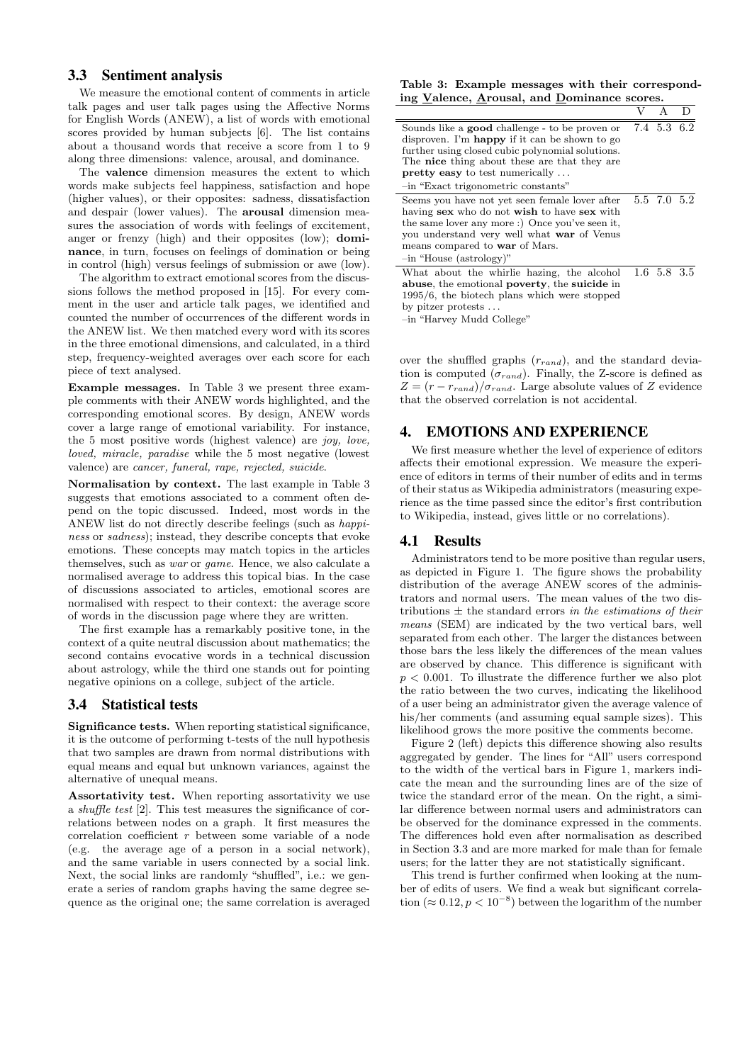### 3.3 Sentiment analysis

We measure the emotional content of comments in article talk pages and user talk pages using the Affective Norms for English Words (ANEW), a list of words with emotional scores provided by human subjects [6]. The list contains about a thousand words that receive a score from 1 to 9 along three dimensions: valence, arousal, and dominance.

The **valence** dimension measures the extent to which words make subjects feel happiness, satisfaction and hope (higher values), or their opposites: sadness, dissatisfaction and despair (lower values). The **arousal** dimension measures the association of words with feelings of excitement, anger or frenzy (high) and their opposites (low); **dominance**, in turn, focuses on feelings of domination or being in control (high) versus feelings of submission or awe (low).

The algorithm to extract emotional scores from the discussions follows the method proposed in [15]. For every comment in the user and article talk pages, we identified and counted the number of occurrences of the different words in the ANEW list. We then matched every word with its scores in the three emotional dimensions, and calculated, in a third step, frequency-weighted averages over each score for each piece of text analysed.

**Example messages.** In Table 3 we present three example comments with their ANEW words highlighted, and the corresponding emotional scores. By design, ANEW words cover a large range of emotional variability. For instance, the 5 most positive words (highest valence) are *joy, love, loved, miracle, paradise* while the 5 most negative (lowest valence) are *cancer, funeral, rape, rejected, suicide*.

**Normalisation by context.** The last example in Table 3 suggests that emotions associated to a comment often depend on the topic discussed. Indeed, most words in the ANEW list do not directly describe feelings (such as *happiness* or *sadness*); instead, they describe concepts that evoke emotions. These concepts may match topics in the articles themselves, such as *war* or *game*. Hence, we also calculate a normalised average to address this topical bias. In the case of discussions associated to articles, emotional scores are normalised with respect to their context: the average score of words in the discussion page where they are written.

The first example has a remarkably positive tone, in the context of a quite neutral discussion about mathematics; the second contains evocative words in a technical discussion about astrology, while the third one stands out for pointing negative opinions on a college, subject of the article.

**Table 3: Example messages with their corresponding Valence, Arousal, and Dominance scores.**

| | V | A | D |
|---|---|---|---|
| Sounds like a **good** challenge - to be proven or disproven. I'm **happy** if it can be shown to go further using closed cubic polynomial solutions. The **nice** thing about these are that they are **pretty easy** to test numerically ... –in "Exact trigonometric constants" | 7.4 | 5.3 | 6.2 |
| Seems you have not yet seen female lover after having **sex** who do not **wish** to have **sex** with the same lover any more :) Once you've seen it, you understand very well what **war** of Venus means compared to **war** of Mars. –in "House (astrology)" | 5.5 | 7.0 | 5.2 |
| What about the whirlie hazing, the alcohol **abuse**, the emotional **poverty**, the **suicide** in 1995/6, the biotech plans which were stopped by pitzer protests ... –in "Harvey Mudd College" | 1.6 | 5.8 | 3.5 |

### 3.4 Statistical tests

**Significance tests.** When reporting statistical significance, it is the outcome of performing t-tests of the null hypothesis that two samples are drawn from normal distributions with equal means and equal but unknown variances, against the alternative of unequal means.

**Assortativity test.** When reporting assortativity we use a *shuffle test* [2]. This test measures the significance of correlations between nodes on a graph. It first measures the correlation coefficient $r$ between some variable of a node (e.g. the average age of a person in a social network), and the same variable in users connected by a social link. Next, the social links are randomly "shuffled", i.e.: we generate a series of random graphs having the same degree sequence as the original one; the same correlation is averaged over the shuffled graphs ($r_{rand}$), and the standard deviation is computed ($\sigma_{rand}$). Finally, the Z-score is defined as $Z = (r - r_{rand})/\sigma_{rand}$. Large absolute values of $Z$ evidence that the observed correlation is not accidental.

## 4. EMOTIONS AND EXPERIENCE

We first measure whether the level of experience of editors affects their emotional expression. We measure the experience of editors in terms of their number of edits and in terms of their status as Wikipedia administrators (measuring experience as the time passed since the editor's first contribution to Wikipedia, instead, gives little or no correlations).

### 4.1 Results

Administrators tend to be more positive than regular users, as depicted in Figure 1. The figure shows the probability distribution of the average ANEW scores of the administrators and normal users. The mean values of the two distributions ± the standard errors *in the estimations of their means* (SEM) are indicated by the two vertical bars, well separated from each other. The larger the distances between those bars the less likely the differences of the mean values are observed by chance. This difference is significant with $p < 0.001$. To illustrate the difference further we also plot the ratio between the two curves, indicating the likelihood of a user being an administrator given the average valence of his/her comments (and assuming equal sample sizes). This likelihood grows the more positive the comments become.

Figure 2 (left) depicts this difference showing also results aggregated by gender. The lines for "All" users correspond to the width of the vertical bars in Figure 1, markers indicate the mean and the surrounding lines are of the size of twice the standard error of the mean. On the right, a similar difference between normal users and administrators can be observed for the dominance expressed in the comments. The differences hold even after normalisation as described in Section 3.3 and are more marked for male than for female users; for the latter they are not statistically significant.

This trend is further confirmed when looking at the number of edits of users. We find a weak but significant correlation ($\approx 0.12, p < 10^{-8}$) between the logarithm of the number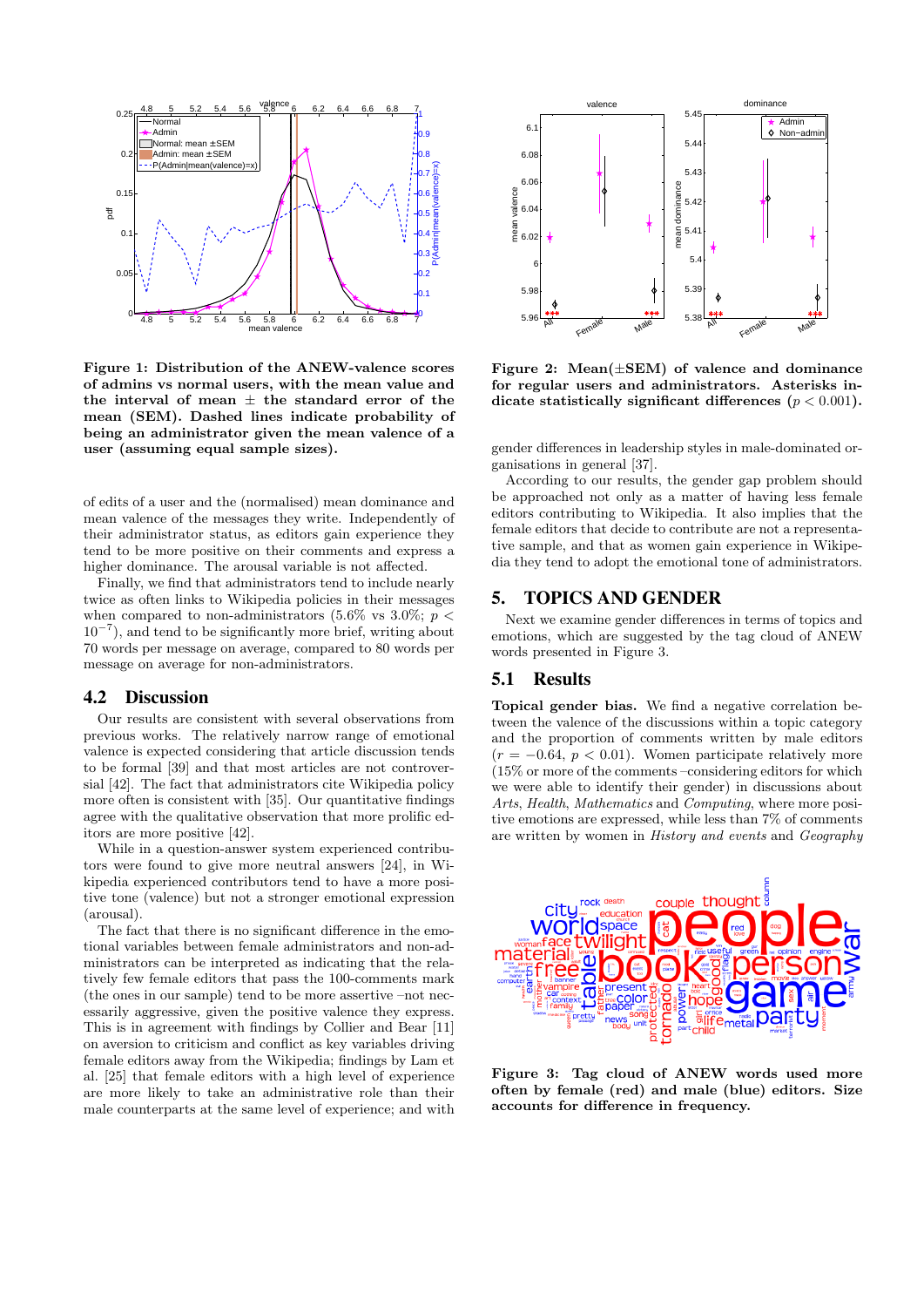Figure 1: Distribution of the ANEW-valence scores of admins vs normal users, with the mean value and the interval of mean ± the standard error of the mean (SEM). Dashed lines indicate probability of being an administrator given the mean valence of a user (assuming equal sample sizes).

Figure 2: Mean(±SEM) of valence and dominance for regular users and administrators. Asterisks indicate statistically significant differences ($p < 0.001$).

of edits of a user and the (normalised) mean dominance and mean valence of the messages they write. Independently of their administrator status, as editors gain experience they tend to be more positive on their comments and express a higher dominance. The arousal variable is not affected.

Finally, we find that administrators tend to include nearly twice as often links to Wikipedia policies in their messages when compared to non-administrators (5.6% vs 3.0%; $p < 10^{-7}$), and tend to be significantly more brief, writing about 70 words per message on average, compared to 80 words per message on average for non-administrators.

## 4.2 Discussion

Our results are consistent with several observations from previous works. The relatively narrow range of emotional valence is expected considering that article discussion tends to be formal [39] and that most articles are not controversial [42]. The fact that administrators cite Wikipedia policy more often is consistent with [35]. Our quantitative findings agree with the qualitative observation that more prolific editors are more positive [42].

While in a question-answer system experienced contributors were found to give more neutral answers [24], in Wikipedia experienced contributors tend to have a more positive tone (valence) but not a stronger emotional expression (arousal).

The fact that there is no significant difference in the emotional variables between female administrators and non-administrators can be interpreted as indicating that the relatively few female editors that pass the 100-comments mark (the ones in our sample) tend to be more assertive –not necessarily aggressive, given the positive valence they express. This is in agreement with findings by Collier and Bear [11] on aversion to criticism and conflict as key variables driving female editors away from the Wikipedia; findings by Lam et al. [25] that female editors with a high level of experience are more likely to take an administrative role than their male counterparts at the same level of experience; and with gender differences in leadership styles in male-dominated organisations in general [37].

According to our results, the gender gap problem should be approached not only as a matter of having less female editors contributing to Wikipedia. It also implies that the female editors that decide to contribute are not a representative sample, and that as women gain experience in Wikipedia they tend to adopt the emotional tone of administrators.

# 5. TOPICS AND GENDER

Next we examine gender differences in terms of topics and emotions, which are suggested by the tag cloud of ANEW words presented in Figure 3.

## 5.1 Results

**Topical gender bias.** We find a negative correlation between the valence of the discussions within a topic category and the proportion of comments written by male editors ($r = -0.64$, $p < 0.01$). Women participate relatively more (15% or more of the comments –considering editors for which we were able to identify their gender) in discussions about *Arts*, *Health*, *Mathematics* and *Computing*, where more positive emotions are expressed, while less than 7% of comments are written by women in *History and events* and *Geography*

Figure 3: Tag cloud of ANEW words used more often by female (red) and male (blue) editors. Size accounts for difference in frequency.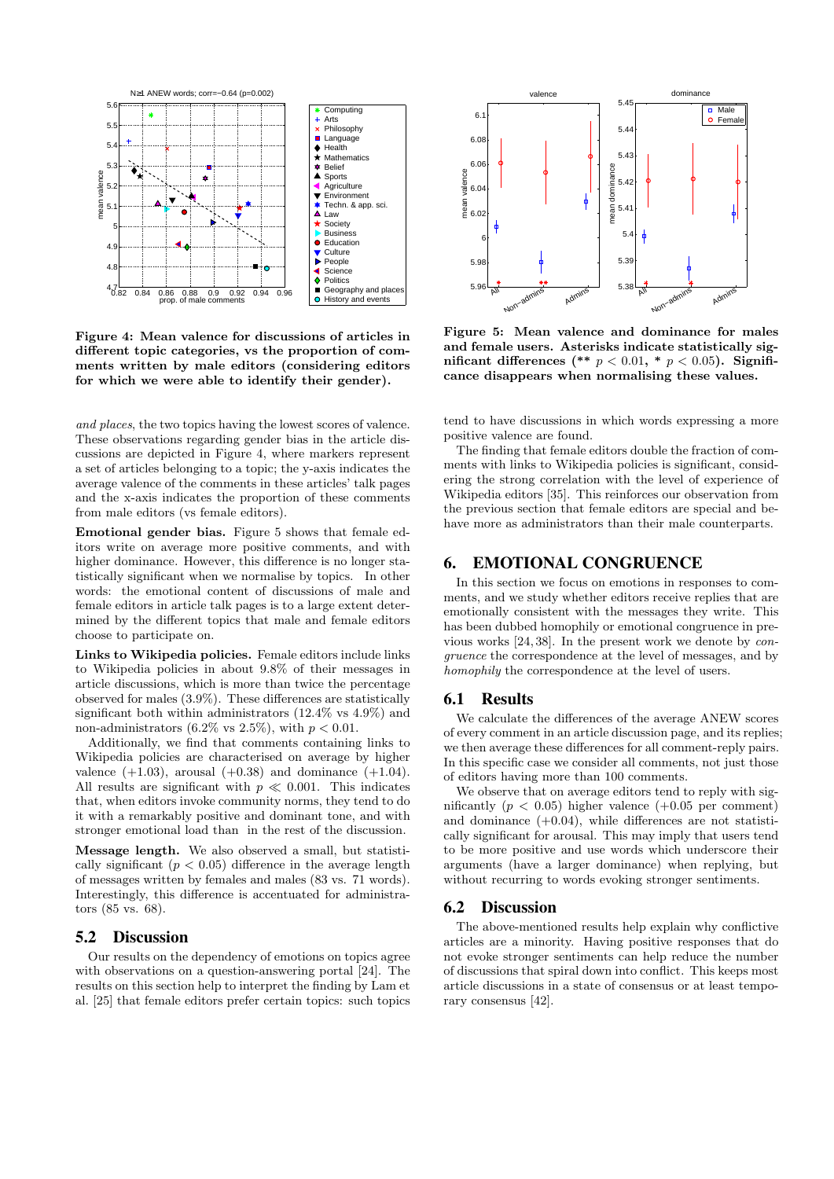**Figure 4: Mean valence for discussions of articles in different topic categories, vs the proportion of comments written by male editors (considering editors for which we were able to identify their gender).**

*and places*, the two topics having the lowest scores of valence. These observations regarding gender bias in the article discussions are depicted in Figure 4, where markers represent a set of articles belonging to a topic; the y-axis indicates the average valence of the comments in these articles' talk pages and the x-axis indicates the proportion of these comments from male editors (vs female editors).

**Emotional gender bias.** Figure 5 shows that female editors write on average more positive comments, and with higher dominance. However, this difference is no longer statistically significant when we normalise by topics. In other words: the emotional content of discussions of male and female editors in article talk pages is to a large extent determined by the different topics that male and female editors choose to participate on.

**Links to Wikipedia policies.** Female editors include links to Wikipedia policies in about 9.8% of their messages in article discussions, which is more than twice the percentage observed for males (3.9%). These differences are statistically significant both within administrators (12.4% vs 4.9%) and non-administrators (6.2% vs 2.5%), with $p < 0.01$.

Additionally, we find that comments containing links to Wikipedia policies are characterised on average by higher valence (+1.03), arousal (+0.38) and dominance (+1.04). All results are significant with $p \ll 0.001$. This indicates that, when editors invoke community norms, they tend to do it with a remarkably positive and dominant tone, and with stronger emotional load than in the rest of the discussion.

**Message length.** We also observed a small, but statistically significant ($p < 0.05$) difference in the average length of messages written by females and males (83 vs. 71 words). Interestingly, this difference is accentuated for administrators (85 vs. 68).

## 5.2 Discussion

Our results on the dependency of emotions on topics agree with observations on a question-answering portal [24]. The results on this section help to interpret the finding by Lam et al. [25] that female editors prefer certain topics: such topics tend to have discussions in which words expressing a more positive valence are found.

**Figure 5: Mean valence and dominance for males and female users. Asterisks indicate statistically significant differences (** $p < 0.01$, * $p < 0.05$). Significance disappears when normalising these values.**

The finding that female editors double the fraction of comments with links to Wikipedia policies is significant, considering the strong correlation with the level of experience of Wikipedia editors [35]. This reinforces our observation from the previous section that female editors are special and behave more as administrators than their male counterparts.

# 6. EMOTIONAL CONGRUENCE

In this section we focus on emotions in responses to comments, and we study whether editors receive replies that are emotionally consistent with the messages they write. This has been dubbed homophily or emotional congruence in previous works [24, 38]. In the present work we denote by *congruence* the correspondence at the level of messages, and by *homophily* the correspondence at the level of users.

## 6.1 Results

We calculate the differences of the average ANEW scores of every comment in an article discussion page, and its replies; we then average these differences for all comment-reply pairs. In this specific case we consider all comments, not just those of editors having more than 100 comments.

We observe that on average editors tend to reply with significantly ($p < 0.05$) higher valence (+0.05 per comment) and dominance (+0.04), while differences are not statistically significant for arousal. This may imply that users tend to be more positive and use words which underscore their arguments (have a larger dominance) when replying, but without recurring to words evoking stronger sentiments.

## 6.2 Discussion

The above-mentioned results help explain why conflictive articles are a minority. Having positive responses that do not evoke stronger sentiments can help reduce the number of discussions that spiral down into conflict. This keeps most article discussions in a state of consensus or at least temporary consensus [42].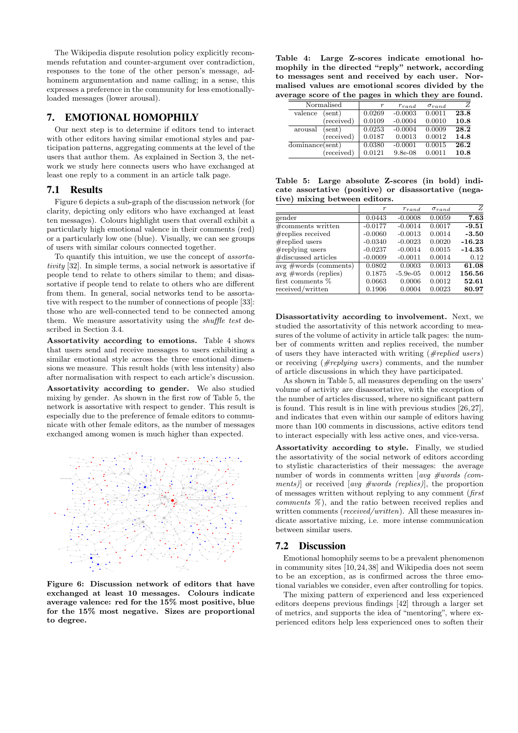The Wikipedia dispute resolution policy explicitly recommends refutation and counter-argument over contradiction, responses to the tone of the other person's message, adhominem argumentation and name calling; in a sense, this expresses a preference in the community for less emotionally-loaded messages (lower arousal).

## 7. EMOTIONAL HOMOPHILY

Our next step is to determine if editors tend to interact with other editors having similar emotional styles and participation patterns, aggregating comments at the level of the users that author them. As explained in Section 3, the network we study here connects users who have exchanged at least one reply to a comment in an article talk page.

### 7.1 Results

Figure 6 depicts a sub-graph of the discussion network (for clarity, depicting only editors who have exchanged at least ten messages). Colours highlight users that overall exhibit a particularly high emotional valence in their comments (red) or a particularly low one (blue). Visually, we can see groups of users with similar colours connected together.

To quantify this intuition, we use the concept of *assortativity* [32]. In simple terms, a social network is assortative if people tend to relate to others similar to them; and disassortative if people tend to relate to others who are different from them. In general, social networks tend to be assortative with respect to the number of connections of people [33]: those who are well-connected tend to be connected among them. We measure assortativity using the *shuffle test* described in Section 3.4.

**Assortativity according to emotions.** Table 4 shows that users send and receive messages to users exhibiting a similar emotional style across the three emotional dimensions we measure. This result holds (with less intensity) also after normalisation with respect to each article's discussion.

**Assortativity according to gender.** We also studied mixing by gender. As shown in the first row of Table 5, the network is assortative with respect to gender. This result is especially due to the preference of female editors to communicate with other female editors, as the number of messages exchanged among women is much higher than expected.

**Figure 6: Discussion network of editors that have exchanged at least 10 messages. Colours indicate average valence: red for the 15% most positive, blue for the 15% most negative. Sizes are proportional to degree.**

**Table 4: Large Z-scores indicate emotional homophily in the directed "reply" network, according to messages sent and received by each user. Normalised values are emotional scores divided by the average score of the pages in which they are found.**

| Normalised | | $r$ | $r_{rand}$ | $\sigma_{rand}$ | $Z$ |
|---|---|---|---|---|---|
| valence | (sent) | 0.0269 | -0.0003 | 0.0011 | **23.8** |
| | (received) | 0.0109 | -0.0004 | 0.0010 | **10.8** |
| arousal | (sent) | 0.0253 | -0.0004 | 0.0009 | **28.2** |
| | (received) | 0.0187 | 0.0013 | 0.0012 | **14.8** |
| dominance | (sent) | 0.0380 | -0.0001 | 0.0015 | **26.2** |
| | (received) | 0.0121 | 9.8e-08 | 0.0011 | **10.8** |

**Table 5: Large absolute Z-scores (in bold) indicate assortative (positive) or disassortative (negative) mixing between editors.**

| | $r$ | $r_{rand}$ | $\sigma_{rand}$ | $Z$ |
|---|---|---|---|---|
| gender | 0.0443 | -0.0008 | 0.0059 | **7.63** |
| #comments written | -0.0177 | -0.0014 | 0.0017 | **-9.51** |
| #replies received | -0.0060 | -0.0013 | 0.0014 | **-3.50** |
| #replied users | -0.0340 | -0.0023 | 0.0020 | **-16.23** |
| #replying users | -0.0237 | -0.0014 | 0.0015 | **-14.35** |
| #discussed articles | -0.0009 | -0.0011 | 0.0014 | 0.12 |
| avg #words (comments) | 0.0802 | 0.0003 | 0.0013 | **61.08** |
| avg #words (replies) | 0.1875 | -5.9e-05 | 0.0012 | **156.56** |
| first comments % | 0.0663 | 0.0006 | 0.0012 | **52.61** |
| received/written | 0.1906 | 0.0004 | 0.0023 | **80.97** |

**Disassortativity according to involvement.** Next, we studied the assortativity of this network according to measures of the volume of activity in article talk pages: the number of comments written and replies received, the number of users they have interacted with writing (*#replied users*) or receiving (*#replying users*) comments, and the number of article discussions in which they have participated.

As shown in Table 5, all measures depending on the users' volume of activity are disassortative, with the exception of the number of articles discussed, where no significant pattern is found. This result is in line with previous studies [26,27], and indicates that even within our sample of editors having more than 100 comments in discussions, active editors tend to interact especially with less active ones, and vice-versa.

**Assortativity according to style.** Finally, we studied the assortativity of the social network of editors according to stylistic characteristics of their messages: the average number of words in comments written [*avg #words (comments)*] or received [*avg #words (replies)*], the proportion of messages written without replying to any comment (*first comments %*), and the ratio between received replies and written comments (*received/written*). All these measures indicate assortative mixing, i.e. more intense communication between similar users.

### 7.2 Discussion

Emotional homophily seems to be a prevalent phenomenon in community sites [10,24,38] and Wikipedia does not seem to be an exception, as is confirmed across the three emotional variables we consider, even after controlling for topics.

The mixing pattern of experienced and less experienced editors deepens previous findings [42] through a larger set of metrics, and supports the idea of "mentoring", where experienced editors help less experienced ones to soften their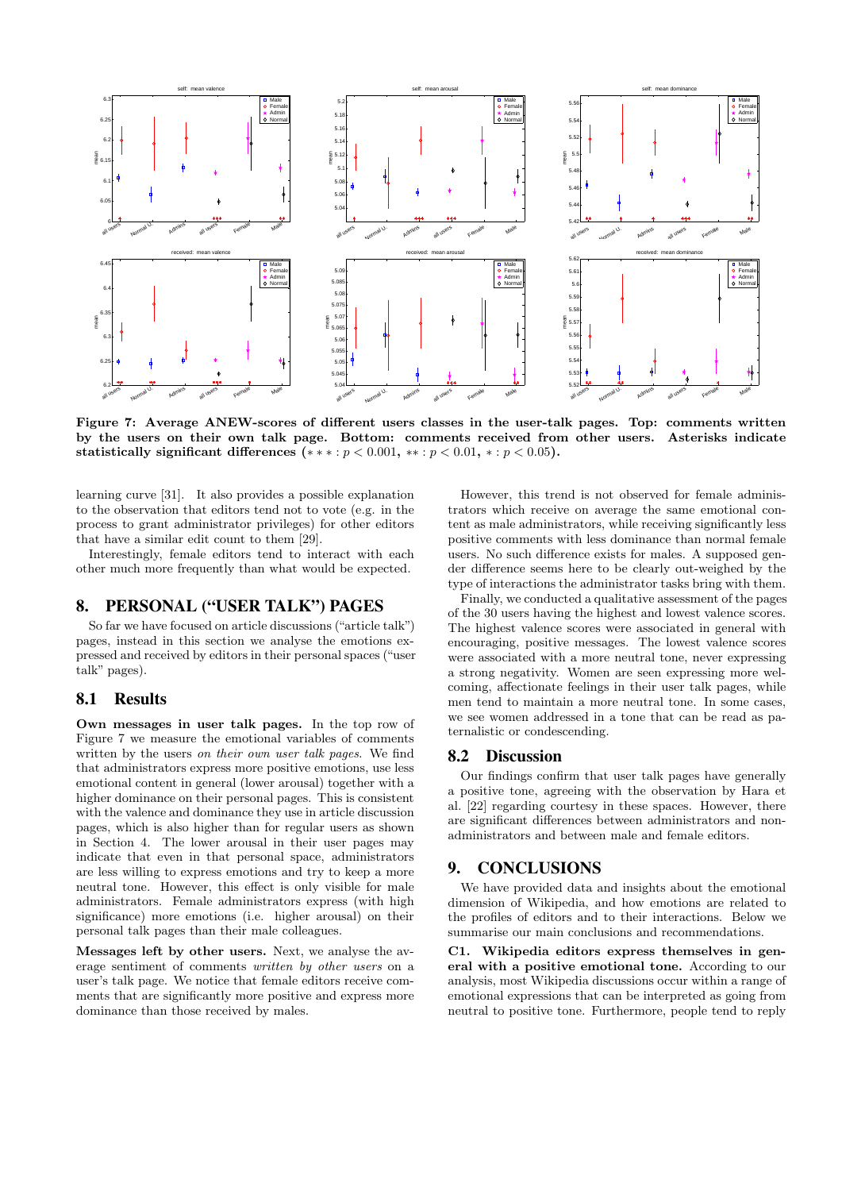Figure 7: Average ANEW-scores of different users classes in the user-talk pages. Top: comments written by the users on their own talk page. Bottom: comments received from other users. Asterisks indicate statistically significant differences ($***: p < 0.001$, $**: p < 0.01$, $*: p < 0.05$).

learning curve [31]. It also provides a possible explanation to the observation that editors tend not to vote (e.g. in the process to grant administrator privileges) for other editors that have a similar edit count to them [29].

Interestingly, female editors tend to interact with each other much more frequently than what would be expected.

# 8. PERSONAL ("USER TALK") PAGES

So far we have focused on article discussions ("article talk") pages, instead in this section we analyse the emotions expressed and received by editors in their personal spaces ("user talk" pages).

## 8.1 Results

**Own messages in user talk pages.** In the top row of Figure 7 we measure the emotional variables of comments written by the users *on their own user talk pages*. We find that administrators express more positive emotions, use less emotional content in general (lower arousal) together with a higher dominance on their personal pages. This is consistent with the valence and dominance they use in article discussion pages, which is also higher than for regular users as shown in Section 4. The lower arousal in their user pages may indicate that even in that personal space, administrators are less willing to express emotions and try to keep a more neutral tone. However, this effect is only visible for male administrators. Female administrators express (with high significance) more emotions (i.e. higher arousal) on their personal talk pages than their male colleagues.

**Messages left by other users.** Next, we analyse the average sentiment of comments *written by other users* on a user's talk page. We notice that female editors receive comments that are significantly more positive and express more dominance than those received by males.

However, this trend is not observed for female administrators which receive on average the same emotional content as male administrators, while receiving significantly less positive comments with less dominance than normal female users. No such difference exists for males. A supposed gender difference seems here to be clearly out-weighed by the type of interactions the administrator tasks bring with them.

Finally, we conducted a qualitative assessment of the pages of the 30 users having the highest and lowest valence scores. The highest valence scores were associated in general with encouraging, positive messages. The lowest valence scores were associated with a more neutral tone, never expressing a strong negativity. Women are seen expressing more welcoming, affectionate feelings in their user talk pages, while men tend to maintain a more neutral tone. In some cases, we see women addressed in a tone that can be read as paternalistic or condescending.

## 8.2 Discussion

Our findings confirm that user talk pages have generally a positive tone, agreeing with the observation by Hara et al. [22] regarding courtesy in these spaces. However, there are significant differences between administrators and non-administrators and between male and female editors.

# 9. CONCLUSIONS

We have provided data and insights about the emotional dimension of Wikipedia, and how emotions are related to the profiles of editors and to their interactions. Below we summarise our main conclusions and recommendations.

**C1. Wikipedia editors express themselves in general with a positive emotional tone.** According to our analysis, most Wikipedia discussions occur within a range of emotional expressions that can be interpreted as going from neutral to positive tone. Furthermore, people tend to reply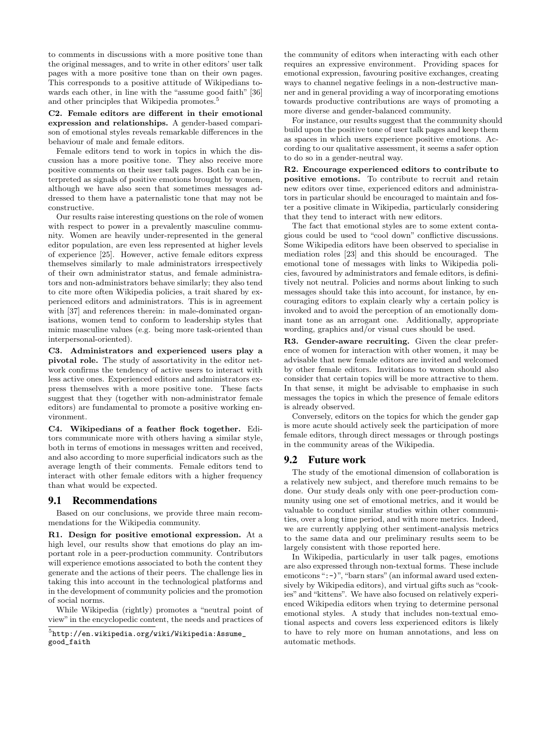to comments in discussions with a more positive tone than the original messages, and to write in other editors' user talk pages with a more positive tone than on their own pages. This corresponds to a positive attitude of Wikipedians towards each other, in line with the "assume good faith" [36] and other principles that Wikipedia promotes.[5]

**C2. Female editors are different in their emotional expression and relationships.** A gender-based comparison of emotional styles reveals remarkable differences in the behaviour of male and female editors.

Female editors tend to work in topics in which the discussion has a more positive tone. They also receive more positive comments on their user talk pages. Both can be interpreted as signals of positive emotions brought by women, although we have also seen that sometimes messages addressed to them have a paternalistic tone that may not be constructive.

Our results raise interesting questions on the role of women with respect to power in a prevalently masculine community. Women are heavily under-represented in the general editor population, are even less represented at higher levels of experience [25]. However, active female editors express themselves similarly to male administrators irrespectively of their own administrator status, and female administrators and non-administrators behave similarly; they also tend to cite more often Wikipedia policies, a trait shared by experienced editors and administrators. This is in agreement with [37] and references therein: in male-dominated organisations, women tend to conform to leadership styles that mimic masculine values (e.g. being more task-oriented than interpersonal-oriented).

**C3. Administrators and experienced users play a pivotal role.** The study of assortativity in the editor network confirms the tendency of active users to interact with less active ones. Experienced editors and administrators express themselves with a more positive tone. These facts suggest that they (together with non-administrator female editors) are fundamental to promote a positive working environment.

**C4. Wikipedians of a feather flock together.** Editors communicate more with others having a similar style, both in terms of emotions in messages written and received, and also according to more superficial indicators such as the average length of their comments. Female editors tend to interact with other female editors with a higher frequency than what would be expected.

## 9.1 Recommendations

Based on our conclusions, we provide three main recommendations for the Wikipedia community.

**R1. Design for positive emotional expression.** At a high level, our results show that emotions do play an important role in a peer-production community. Contributors will experience emotions associated to both the content they generate and the actions of their peers. The challenge lies in taking this into account in the technological platforms and in the development of community policies and the promotion of social norms.

While Wikipedia (rightly) promotes a "neutral point of view" in the encyclopedic content, the needs and practices of the community of editors when interacting with each other requires an expressive environment. Providing spaces for emotional expression, favouring positive exchanges, creating ways to channel negative feelings in a non-destructive manner and in general providing a way of incorporating emotions towards productive contributions are ways of promoting a more diverse and gender-balanced community.

For instance, our results suggest that the community should build upon the positive tone of user talk pages and keep them as spaces in which users experience positive emotions. According to our qualitative assessment, it seems a safer option to do so in a gender-neutral way.

**R2. Encourage experienced editors to contribute to positive emotions.** To contribute to recruit and retain new editors over time, experienced editors and administrators in particular should be encouraged to maintain and foster a positive climate in Wikipedia, particularly considering that they tend to interact with new editors.

The fact that emotional styles are to some extent contagious could be used to "cool down" conflictive discussions. Some Wikipedia editors have been observed to specialise in mediation roles [23] and this should be encouraged. The emotional tone of messages with links to Wikipedia policies, favoured by administrators and female editors, is definitively not neutral. Policies and norms about linking to such messages should take this into account, for instance, by encouraging editors to explain clearly why a certain policy is invoked and to avoid the perception of an emotionally dominant tone as an arrogant one. Additionally, appropriate wording, graphics and/or visual cues should be used.

**R3. Gender-aware recruiting.** Given the clear preference of women for interaction with other women, it may be advisable that new female editors are invited and welcomed by other female editors. Invitations to women should also consider that certain topics will be more attractive to them. In that sense, it might be advisable to emphasise in such messages the topics in which the presence of female editors is already observed.

Conversely, editors on the topics for which the gender gap is more acute should actively seek the participation of more female editors, through direct messages or through postings in the community areas of the Wikipedia.

## 9.2 Future work

The study of the emotional dimension of collaboration is a relatively new subject, and therefore much remains to be done. Our study deals only with one peer-production community using one set of emotional metrics, and it would be valuable to conduct similar studies within other communities, over a long time period, and with more metrics. Indeed, we are currently applying other sentiment-analysis metrics to the same data and our preliminary results seem to be largely consistent with those reported here.

In Wikipedia, particularly in user talk pages, emotions are also expressed through non-textual forms. These include emoticons ":-)", "barn stars" (an informal award used extensively by Wikipedia editors), and virtual gifts such as "cookies" and "kittens". We have also focused on relatively experienced Wikipedia editors when trying to determine personal emotional styles. A study that includes non-textual emotional aspects and covers less experienced editors is likely to have to rely more on human annotations, and less on automatic methods.

[5] http://en.wikipedia.org/wiki/Wikipedia:Assume_good_faith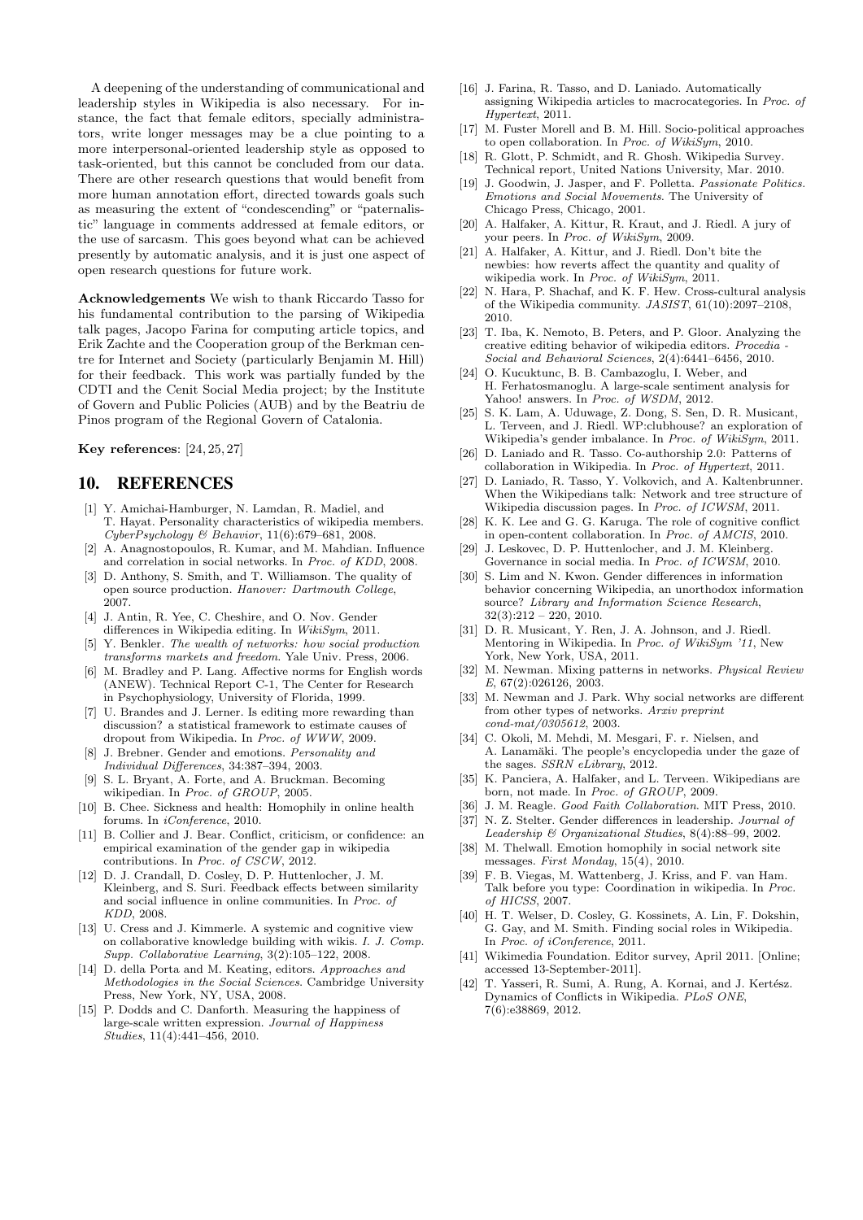A deepening of the understanding of communicational and leadership styles in Wikipedia is also necessary. For instance, the fact that female editors, specially administrators, write longer messages may be a clue pointing to a more interpersonal-oriented leadership style as opposed to task-oriented, but this cannot be concluded from our data. There are other research questions that would benefit from more human annotation effort, directed towards goals such as measuring the extent of "condescending" or "paternalistic" language in comments addressed at female editors, or the use of sarcasm. This goes beyond what can be achieved presently by automatic analysis, and it is just one aspect of open research questions for future work.

**Acknowledgements** We wish to thank Riccardo Tasso for his fundamental contribution to the parsing of Wikipedia talk pages, Jacopo Farina for computing article topics, and Erik Zachte and the Cooperation group of the Berkman centre for Internet and Society (particularly Benjamin M. Hill) for their feedback. This work was partially funded by the CDTI and the Cenit Social Media project; by the Institute of Govern and Public Policies (AUB) and by the Beatriu de Pinos program of the Regional Govern of Catalonia.

**Key references**: [24, 25, 27]

## 10. REFERENCES

[1] Y. Amichai-Hamburger, N. Lamdan, R. Madiel, and T. Hayat. Personality characteristics of wikipedia members. *CyberPsychology & Behavior*, 11(6):679–681, 2008.

[2] A. Anagnostopoulos, R. Kumar, and M. Mahdian. Influence and correlation in social networks. In *Proc. of KDD*, 2008.

[3] D. Anthony, S. Smith, and T. Williamson. The quality of open source production. *Hanover: Dartmouth College*, 2007.

[4] J. Antin, R. Yee, C. Cheshire, and O. Nov. Gender differences in Wikipedia editing. In *WikiSym*, 2011.

[5] Y. Benkler. *The wealth of networks: how social production transforms markets and freedom*. Yale Univ. Press, 2006.

[6] M. Bradley and P. Lang. Affective norms for English words (ANEW). Technical Report C-1, The Center for Research in Psychophysiology, University of Florida, 1999.

[7] U. Brandes and J. Lerner. Is editing more rewarding than discussion? a statistical framework to estimate causes of dropout from Wikipedia. In *Proc. of WWW*, 2009.

[8] J. Brebner. Gender and emotions. *Personality and Individual Differences*, 34:387–394, 2003.

[9] S. L. Bryant, A. Forte, and A. Bruckman. Becoming wikipedian. In *Proc. of GROUP*, 2005.

[10] B. Chee. Sickness and health: Homophily in online health forums. In *iConference*, 2010.

[11] B. Collier and J. Bear. Conflict, criticism, or confidence: an empirical examination of the gender gap in wikipedia contributions. In *Proc. of CSCW*, 2012.

[12] D. J. Crandall, D. Cosley, D. P. Huttenlocher, J. M. Kleinberg, and S. Suri. Feedback effects between similarity and social influence in online communities. In *Proc. of KDD*, 2008.

[13] U. Cress and J. Kimmerle. A systemic and cognitive view on collaborative knowledge building with wikis. *I. J. Comp. Supp. Collaborative Learning*, 3(2):105–122, 2008.

[14] D. della Porta and M. Keating, editors. *Approaches and Methodologies in the Social Sciences*. Cambridge University Press, New York, NY, USA, 2008.

[15] P. Dodds and C. Danforth. Measuring the happiness of large-scale written expression. *Journal of Happiness Studies*, 11(4):441–456, 2010.

[16] J. Farina, R. Tasso, and D. Laniado. Automatically assigning Wikipedia articles to macrocategories. In *Proc. of Hypertext*, 2011.

[17] M. Fuster Morell and B. M. Hill. Socio-political approaches to open collaboration. In *Proc. of WikiSym*, 2010.

[18] R. Glott, P. Schmidt, and R. Ghosh. Wikipedia Survey. Technical report, United Nations University, Mar. 2010.

[19] J. Goodwin, J. Jasper, and F. Polletta. *Passionate Politics. Emotions and Social Movements*. The University of Chicago Press, Chicago, 2001.

[20] A. Halfaker, A. Kittur, R. Kraut, and J. Riedl. A jury of your peers. In *Proc. of WikiSym*, 2009.

[21] A. Halfaker, A. Kittur, and J. Riedl. Don't bite the newbies: how reverts affect the quantity and quality of wikipedia work. In *Proc. of WikiSym*, 2011.

[22] N. Hara, P. Shachaf, and K. F. Hew. Cross-cultural analysis of the Wikipedia community. *JASIST*, 61(10):2097–2108, 2010.

[23] T. Iba, K. Nemoto, B. Peters, and P. Gloor. Analyzing the creative editing behavior of wikipedia editors. *Procedia - Social and Behavioral Sciences*, 2(4):6441–6456, 2010.

[24] O. Kucuktunc, B. B. Cambazoglu, I. Weber, and H. Ferhatosmanoglu. A large-scale sentiment analysis for Yahoo! answers. In *Proc. of WSDM*, 2012.

[25] S. K. Lam, A. Uduwage, Z. Dong, S. Sen, D. R. Musicant, L. Terveen, and J. Riedl. WP:clubhouse? an exploration of Wikipedia's gender imbalance. In *Proc. of WikiSym*, 2011.

[26] D. Laniado and R. Tasso. Co-authorship 2.0: Patterns of collaboration in Wikipedia. In *Proc. of Hypertext*, 2011.

[27] D. Laniado, R. Tasso, Y. Volkovich, and A. Kaltenbrunner. When the Wikipedians talk: Network and tree structure of Wikipedia discussion pages. In *Proc. of ICWSM*, 2011.

[28] K. K. Lee and G. G. Karuga. The role of cognitive conflict in open-content collaboration. In *Proc. of AMCIS*, 2010.

[29] J. Leskovec, D. P. Huttenlocher, and J. M. Kleinberg. Governance in social media. In *Proc. of ICWSM*, 2010.

[30] S. Lim and N. Kwon. Gender differences in information behavior concerning Wikipedia, an unorthodox information source? *Library and Information Science Research*, 32(3):212 – 220, 2010.

[31] D. R. Musicant, Y. Ren, J. A. Johnson, and J. Riedl. Mentoring in Wikipedia. In *Proc. of WikiSym '11*, New York, New York, USA, 2011.

[32] M. Newman. Mixing patterns in networks. *Physical Review E*, 67(2):026126, 2003.

[33] M. Newman and J. Park. Why social networks are different from other types of networks. *Arxiv preprint cond-mat/0305612*, 2003.

[34] C. Okoli, M. Mehdi, M. Mesgari, F. r. Nielsen, and A. Lanamäki. The people's encyclopedia under the gaze of the sages. *SSRN eLibrary*, 2012.

[35] K. Panciera, A. Halfaker, and L. Terveen. Wikipedians are born, not made. In *Proc. of GROUP*, 2009.

[36] J. M. Reagle. *Good Faith Collaboration*. MIT Press, 2010.

[37] N. Z. Stelter. Gender differences in leadership. *Journal of Leadership & Organizational Studies*, 8(4):88–99, 2002.

[38] M. Thelwall. Emotion homophily in social network site messages. *First Monday*, 15(4), 2010.

[39] F. B. Viegas, M. Wattenberg, J. Kriss, and F. van Ham. Talk before you type: Coordination in wikipedia. In *Proc. of HICSS*, 2007.

[40] H. T. Welser, D. Cosley, G. Kossinets, A. Lin, F. Dokshin, G. Gay, and M. Smith. Finding social roles in Wikipedia. In *Proc. of iConference*, 2011.

[41] Wikimedia Foundation. Editor survey, April 2011. [Online; accessed 13-September-2011].

[42] T. Yasseri, R. Sumi, A. Rung, A. Kornai, and J. Kertész. Dynamics of Conflicts in Wikipedia. *PLoS ONE*, 7(6):e38869, 2012.